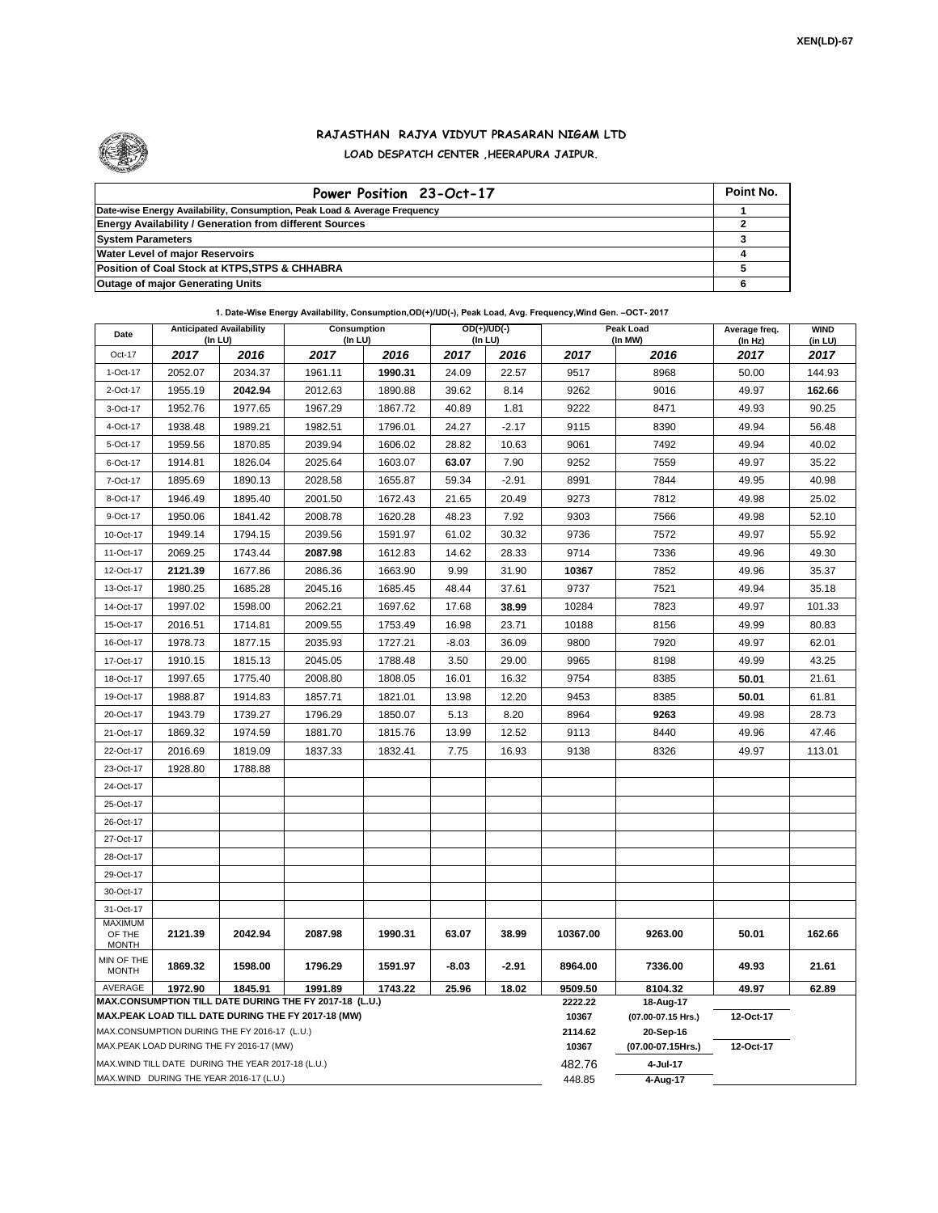XEN(LD)-67

# RAJASTHAN RAJYA VIDYUT PRASARAN NIGAM LTD

## LOAD DESPATCH CENTER ,HEERAPURA JAIPUR.

| Power Position 23-Oct-17 | Point No. |
|---|---|
| Date-wise Energy Availability, Consumption, Peak Load & Average Frequency | 1 |
| Energy Availability / Generation from different Sources | 2 |
| System Parameters | 3 |
| Water Level of major Reservoirs | 4 |
| Position of Coal Stock at KTPS,STPS & CHHABRA | 5 |
| Outage of major Generating Units | 6 |

**1. Date-Wise Energy Availability, Consumption,OD(+)/UD(-), Peak Load, Avg. Frequency,Wind Gen. –OCT- 2017**

| Date | Anticipated Availability (In LU) | | Consumption (In LU) | | OD(+)/UD(-) (In LU) | | Peak Load (In MW) | | Average freq. (In Hz) | WIND (in LU) |
|---|---|---|---|---|---|---|---|---|---|---|
| Oct-17 | 2017 | 2016 | 2017 | 2016 | 2017 | 2016 | 2017 | 2016 | 2017 | 2017 |
| 1-Oct-17 | 2052.07 | 2034.37 | 1961.11 | **1990.31** | 24.09 | 22.57 | 9517 | 8968 | 50.00 | 144.93 |
| 2-Oct-17 | 1955.19 | **2042.94** | 2012.63 | 1890.88 | 39.62 | 8.14 | 9262 | 9016 | 49.97 | **162.66** |
| 3-Oct-17 | 1952.76 | 1977.65 | 1967.29 | 1867.72 | 40.89 | 1.81 | 9222 | 8471 | 49.93 | 90.25 |
| 4-Oct-17 | 1938.48 | 1989.21 | 1982.51 | 1796.01 | 24.27 | -2.17 | 9115 | 8390 | 49.94 | 56.48 |
| 5-Oct-17 | 1959.56 | 1870.85 | 2039.94 | 1606.02 | 28.82 | 10.63 | 9061 | 7492 | 49.94 | 40.02 |
| 6-Oct-17 | 1914.81 | 1826.04 | 2025.64 | 1603.07 | **63.07** | 7.90 | 9252 | 7559 | 49.97 | 35.22 |
| 7-Oct-17 | 1895.69 | 1890.13 | 2028.58 | 1655.87 | 59.34 | -2.91 | 8991 | 7844 | 49.95 | 40.98 |
| 8-Oct-17 | 1946.49 | 1895.40 | 2001.50 | 1672.43 | 21.65 | 20.49 | 9273 | 7812 | 49.98 | 25.02 |
| 9-Oct-17 | 1950.06 | 1841.42 | 2008.78 | 1620.28 | 48.23 | 7.92 | 9303 | 7566 | 49.98 | 52.10 |
| 10-Oct-17 | 1949.14 | 1794.15 | 2039.56 | 1591.97 | 61.02 | 30.32 | 9736 | 7572 | 49.97 | 55.92 |
| 11-Oct-17 | 2069.25 | 1743.44 | **2087.98** | 1612.83 | 14.62 | 28.33 | 9714 | 7336 | 49.96 | 49.30 |
| 12-Oct-17 | **2121.39** | 1677.86 | 2086.36 | 1663.90 | 9.99 | 31.90 | **10367** | 7852 | 49.96 | 35.37 |
| 13-Oct-17 | 1980.25 | 1685.28 | 2045.16 | 1685.45 | 48.44 | 37.61 | 9737 | 7521 | 49.94 | 35.18 |
| 14-Oct-17 | 1997.02 | 1598.00 | 2062.21 | 1697.62 | 17.68 | **38.99** | 10284 | 7823 | 49.97 | 101.33 |
| 15-Oct-17 | 2016.51 | 1714.81 | 2009.55 | 1753.49 | 16.98 | 23.71 | 10188 | 8156 | 49.99 | 80.83 |
| 16-Oct-17 | 1978.73 | 1877.15 | 2035.93 | 1727.21 | -8.03 | 36.09 | 9800 | 7920 | 49.97 | 62.01 |
| 17-Oct-17 | 1910.15 | 1815.13 | 2045.05 | 1788.48 | 3.50 | 29.00 | 9965 | 8198 | 49.99 | 43.25 |
| 18-Oct-17 | 1997.65 | 1775.40 | 2008.80 | 1808.05 | 16.01 | 16.32 | 9754 | 8385 | **50.01** | 21.61 |
| 19-Oct-17 | 1988.87 | 1914.83 | 1857.71 | 1821.01 | 13.98 | 12.20 | 9453 | 8385 | **50.01** | 61.81 |
| 20-Oct-17 | 1943.79 | 1739.27 | 1796.29 | 1850.07 | 5.13 | 8.20 | 8964 | **9263** | 49.98 | 28.73 |
| 21-Oct-17 | 1869.32 | 1974.59 | 1881.70 | 1815.76 | 13.99 | 12.52 | 9113 | 8440 | 49.96 | 47.46 |
| 22-Oct-17 | 2016.69 | 1819.09 | 1837.33 | 1832.41 | 7.75 | 16.93 | 9138 | 8326 | 49.97 | 113.01 |
| 23-Oct-17 | 1928.80 | 1788.88 | | | | | | | | |
| 24-Oct-17 | | | | | | | | | | |
| 25-Oct-17 | | | | | | | | | | |
| 26-Oct-17 | | | | | | | | | | |
| 27-Oct-17 | | | | | | | | | | |
| 28-Oct-17 | | | | | | | | | | |
| 29-Oct-17 | | | | | | | | | | |
| 30-Oct-17 | | | | | | | | | | |
| 31-Oct-17 | | | | | | | | | | |
| MAXIMUM OF THE MONTH | 2121.39 | 2042.94 | 2087.98 | 1990.31 | 63.07 | 38.99 | 10367.00 | 9263.00 | 50.01 | 162.66 |
| MIN OF THE MONTH | 1869.32 | 1598.00 | 1796.29 | 1591.97 | -8.03 | -2.91 | 8964.00 | 7336.00 | 49.93 | 21.61 |
| AVERAGE | 1972.90 | 1845.91 | 1991.89 | 1743.22 | 25.96 | 18.02 | 9509.50 | 8104.32 | 49.97 | 62.89 |
| MAX.CONSUMPTION TILL DATE DURING THE FY 2017-18 (L.U.) | | | | | | | 2222.22 | 18-Aug-17 | | |
| MAX.PEAK LOAD TILL DATE DURING THE FY 2017-18 (MW) | | | | | | | 10367 | (07.00-07.15 Hrs.) | 12-Oct-17 | |
| MAX.CONSUMPTION DURING THE FY 2016-17 (L.U.) | | | | | | | 2114.62 | 20-Sep-16 | | |
| MAX.PEAK LOAD DURING THE FY 2016-17 (MW) | | | | | | | 10367 | (07.00-07.15Hrs.) | 12-Oct-17 | |
| MAX.WIND TILL DATE DURING THE YEAR 2017-18 (L.U.) | | | | | | | 482.76 | 4-Jul-17 | | |
| MAX.WIND DURING THE YEAR 2016-17 (L.U.) | | | | | | | 448.85 | 4-Aug-17 | | |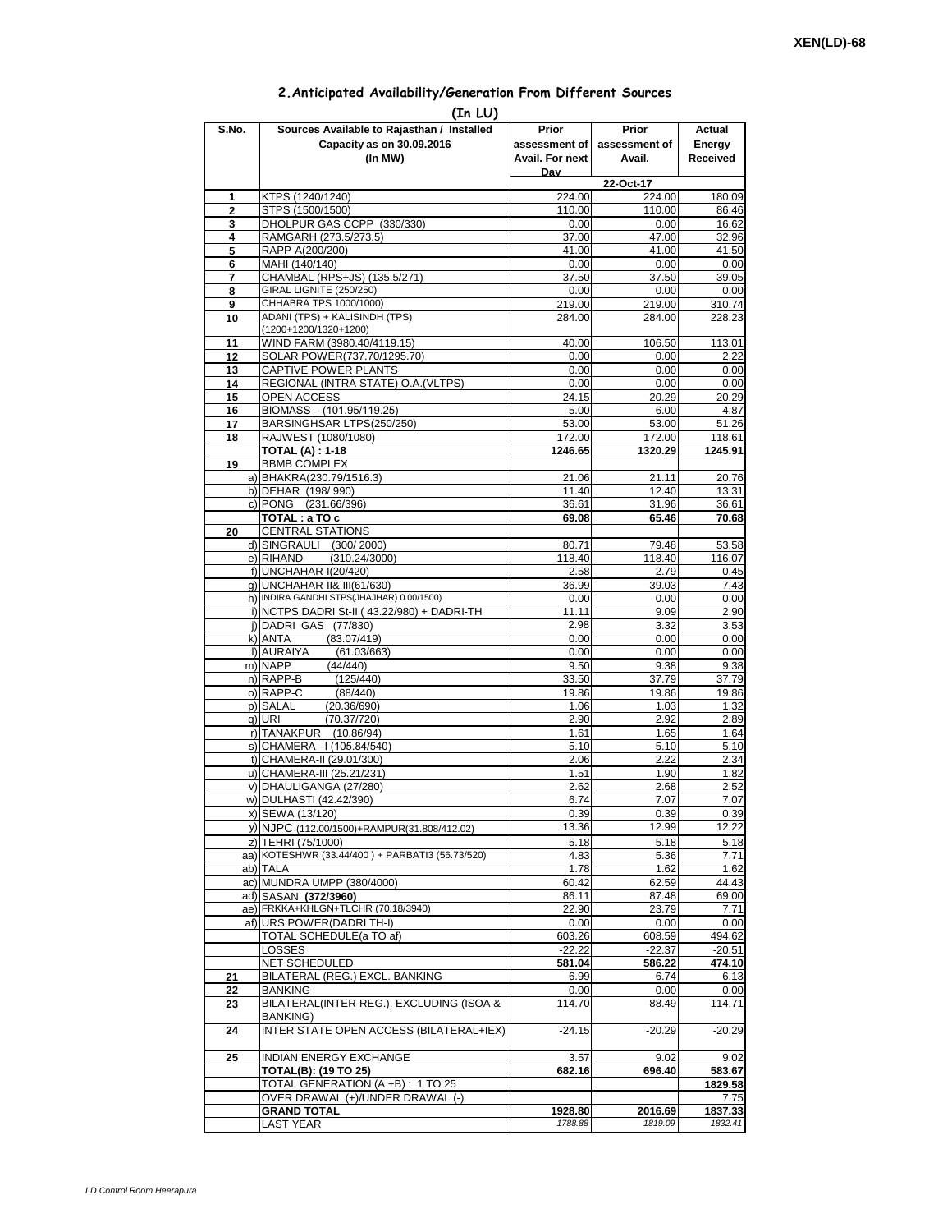## 2.Anticipated Availability/Generation From Different Sources

**(In LU)**

| S.No. | Sources Available to Rajasthan / Installed Capacity as on 30.09.2016 (In MW) | Prior assessment of Avail. For next Day | Prior assessment of Avail. | Actual Energy Received |
|---|---|---|---|---|
| | | | 22-Oct-17 | |
| 1 | KTPS (1240/1240) | 224.00 | 224.00 | 180.09 |
| 2 | STPS (1500/1500) | 110.00 | 110.00 | 86.46 |
| 3 | DHOLPUR GAS CCPP (330/330) | 0.00 | 0.00 | 16.62 |
| 4 | RAMGARH (273.5/273.5) | 37.00 | 47.00 | 32.96 |
| 5 | RAPP-A(200/200) | 41.00 | 41.00 | 41.50 |
| 6 | MAHI (140/140) | 0.00 | 0.00 | 0.00 |
| 7 | CHAMBAL (RPS+JS) (135.5/271) | 37.50 | 37.50 | 39.05 |
| 8 | GIRAL LIGNITE (250/250) | 0.00 | 0.00 | 0.00 |
| 9 | CHHABRA TPS 1000/1000) | 219.00 | 219.00 | 310.74 |
| 10 | ADANI (TPS) + KALISINDH (TPS) (1200+1200/1320+1200) | 284.00 | 284.00 | 228.23 |
| 11 | WIND FARM (3980.40/4119.15) | 40.00 | 106.50 | 113.01 |
| 12 | SOLAR POWER(737.70/1295.70) | 0.00 | 0.00 | 2.22 |
| 13 | CAPTIVE POWER PLANTS | 0.00 | 0.00 | 0.00 |
| 14 | REGIONAL (INTRA STATE) O.A.(VLTPS) | 0.00 | 0.00 | 0.00 |
| 15 | OPEN ACCESS | 24.15 | 20.29 | 20.29 |
| 16 | BIOMASS – (101.95/119.25) | 5.00 | 6.00 | 4.87 |
| 17 | BARSINGHSAR LTPS(250/250) | 53.00 | 53.00 | 51.26 |
| 18 | RAJWEST (1080/1080) | 172.00 | 172.00 | 118.61 |
| | **TOTAL (A) : 1-18** | **1246.65** | **1320.29** | **1245.91** |
| 19 | BBMB COMPLEX | | | |
| | a) BHAKRA(230.79/1516.3) | 21.06 | 21.11 | 20.76 |
| | b) DEHAR (198/ 990) | 11.40 | 12.40 | 13.31 |
| | c) PONG (231.66/396) | 36.61 | 31.96 | 36.61 |
| | **TOTAL : a TO c** | **69.08** | **65.46** | **70.68** |
| 20 | CENTRAL STATIONS | | | |
| | d) SINGRAULI (300/ 2000) | 80.71 | 79.48 | 53.58 |
| | e) RIHAND (310.24/3000) | 118.40 | 118.40 | 116.07 |
| | f) UNCHAHAR-I(20/420) | 2.58 | 2.79 | 0.45 |
| | g) UNCHAHAR-II& III(61/630) | 36.99 | 39.03 | 7.43 |
| | h) INDIRA GANDHI STPS(JHAJHAR) 0.00/1500) | 0.00 | 0.00 | 0.00 |
| | i) NCTPS DADRI St-II ( 43.22/980) + DADRI-TH | 11.11 | 9.09 | 2.90 |
| | j) DADRI GAS (77/830) | 2.98 | 3.32 | 3.53 |
| | k) ANTA (83.07/419) | 0.00 | 0.00 | 0.00 |
| | l) AURAIYA (61.03/663) | 0.00 | 0.00 | 0.00 |
| | m) NAPP (44/440) | 9.50 | 9.38 | 9.38 |
| | n) RAPP-B (125/440) | 33.50 | 37.79 | 37.79 |
| | o) RAPP-C (88/440) | 19.86 | 19.86 | 19.86 |
| | p) SALAL (20.36/690) | 1.06 | 1.03 | 1.32 |
| | q) URI (70.37/720) | 2.90 | 2.92 | 2.89 |
| | r) TANAKPUR (10.86/94) | 1.61 | 1.65 | 1.64 |
| | s) CHAMERA –I (105.84/540) | 5.10 | 5.10 | 5.10 |
| | t) CHAMERA-II (29.01/300) | 2.06 | 2.22 | 2.34 |
| | u) CHAMERA-III (25.21/231) | 1.51 | 1.90 | 1.82 |
| | v) DHAULIGANGA (27/280) | 2.62 | 2.68 | 2.52 |
| | w) DULHASTI (42.42/390) | 6.74 | 7.07 | 7.07 |
| | x) SEWA (13/120) | 0.39 | 0.39 | 0.39 |
| | y) NJPC (112.00/1500)+RAMPUR(31.808/412.02) | 13.36 | 12.99 | 12.22 |
| | z) TEHRI (75/1000) | 5.18 | 5.18 | 5.18 |
| | aa) KOTESHWR (33.44/400 ) + PARBATI3 (56.73/520) | 4.83 | 5.36 | 7.71 |
| | ab) TALA | 1.78 | 1.62 | 1.62 |
| | ac) MUNDRA UMPP (380/4000) | 60.42 | 62.59 | 44.43 |
| | ad) SASAN **(372/3960)** | 86.11 | 87.48 | 69.00 |
| | ae) FRKKA+KHLGN+TLCHR (70.18/3940) | 22.90 | 23.79 | 7.71 |
| | af) URS POWER(DADRI TH-I) | 0.00 | 0.00 | 0.00 |
| | TOTAL SCHEDULE(a TO af) | 603.26 | 608.59 | 494.62 |
| | LOSSES | -22.22 | -22.37 | -20.51 |
| | NET SCHEDULED | **581.04** | **586.22** | **474.10** |
| 21 | BILATERAL (REG.) EXCL. BANKING | 6.99 | 6.74 | 6.13 |
| 22 | BANKING | 0.00 | 0.00 | 0.00 |
| 23 | BILATERAL(INTER-REG.). EXCLUDING (ISOA & BANKING) | 114.70 | 88.49 | 114.71 |
| 24 | INTER STATE OPEN ACCESS (BILATERAL+IEX) | -24.15 | -20.29 | -20.29 |
| 25 | INDIAN ENERGY EXCHANGE | 3.57 | 9.02 | 9.02 |
| | **TOTAL(B): (19 TO 25)** | **682.16** | **696.40** | **583.67** |
| | TOTAL GENERATION (A +B) : 1 TO 25 | | | **1829.58** |
| | OVER DRAWAL (+)/UNDER DRAWAL (-) | | | 7.75 |
| | **GRAND TOTAL** | **1928.80** | **2016.69** | **1837.33** |
| | LAST YEAR | *1788.88* | *1819.09* | *1832.41* |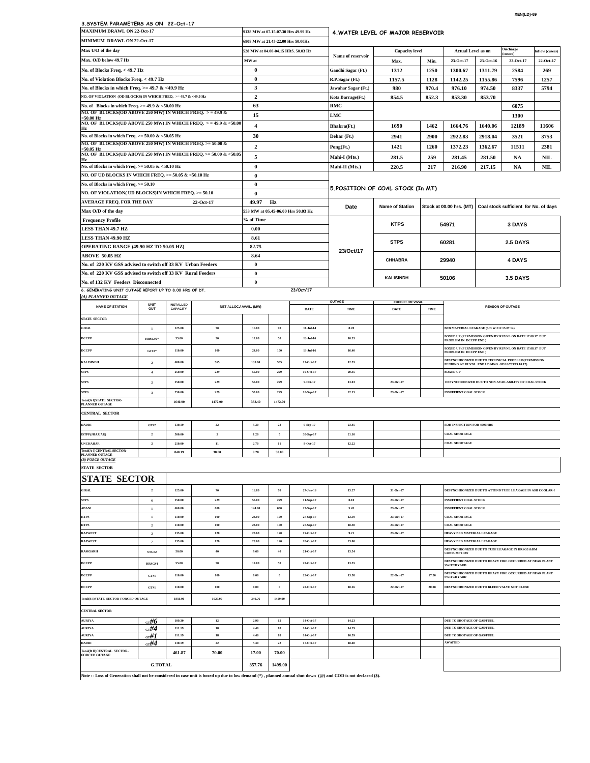XEN(LD)-69

## 3.SYSTEM PARAMETERS AS ON 22-Oct-17

| | | |
|---|---|---|
| MAXIMUM DRAWL ON 22-Oct-17 | | 9138 MW at 07.15-07.30 Hrs 49.99 Hz |
| MINIMUM DRAWL ON 22-Oct-17 | | 6808 MW at 21.45-22.00 Hrs 50.00Hz |
| Max U/D of the day | | 528 MW at 04.00-04.15 HRS. 50.03 Hz |
| Max. O/D below 49.7 Hz | | MW at |
| No. of Blocks Freq. < 49.7 Hz | | 0 |
| No. of Violation Blocks Freq. < 49.7 Hz | | 0 |
| No. of Blocks in which Freq. >= 49.7 & <49.9 Hz | | 3 |
| NO. OF VIOLATION (OD BLOCKS) IN WHICH FREQ. >= 49.7 & <49.9 Hz | | 2 |
| No. of Blocks in which Freq. >= 49.9 & <50.00 Hz | | 63 |
| NO. OF BLOCKS(OD ABOVE 250 MW) IN WHICH FREQ. > = 49.9 & <50.00 Hz | | 15 |
| NO. OF BLOCKS(UD ABOVE 250 MW) IN WHICH FREQ. > = 49.9 & <50.00 Hz | | 4 |
| No. of Blocks in which Freq. >= 50.00 & <50.05 Hz | | 30 |
| NO. OF BLOCKS(OD ABOVE 250 MW) IN WHICH FREQ. >= 50.00 & <50.05 Hz | | 2 |
| NO. OF BLOCKS(UD ABOVE 250 MW) IN WHICH FREQ. >= 50.00 & <50.05 Hz | | 5 |
| No. of Blocks in which Freq. >= 50.05 & <50.10 Hz | | 0 |
| NO. OF UD BLOCKS IN WHICH FREQ. >= 50.05 & <50.10 Hz | | 0 |
| No. of Blocks in which Freq. >= 50.10 | | 0 |
| NO. OF VIOLATION( UD BLOCKS)IN WHICH FREQ. >= 50.10 | | 0 |
| AVERAGE FREQ. FOR THE DAY | 22-Oct-17 | 49.97 Hz |
| Max O/D of the day | | 553 MW at 05.45-06.00 Hrs 50.03 Hz |
| Frequency Profile | | % of Time |
| LESS THAN 49.7 HZ | | 0.00 |
| LESS THAN 49.90 HZ | | 8.61 |
| OPERATING RANGE (49.90 HZ TO 50.05 HZ) | | 82.75 |
| ABOVE 50.05 HZ | | 8.64 |
| No. of 220 KV GSS advised to switch off 33 KV Urban Feeders | | 0 |
| No. of 220 KV GSS advised to switch off 33 KV Rural Feeders | | 0 |
| No. of 132 KV Feeders Disconnected | | 0 |

## 4.WATER LEVEL OF MAJOR RESERVOIR

| Name of reservoir | Capacity level | | Actual Level as on | | Discharge (cusecs) | Inflow (cusecs) |
|---|---|---|---|---|---|---|
| | Max. | Min. | 23-Oct-17 | 23-Oct-16 | 22-Oct-17 | 22-Oct-17 |
| Gandhi Sagar (Ft.) | 1312 | 1250 | 1300.67 | 1311.79 | 2584 | 269 |
| R.P.Sagar (Ft.) | 1157.5 | 1128 | 1142.25 | 1155.86 | 7596 | 1257 |
| Jawahar Sagar (Ft.) | 980 | 970.4 | 976.10 | 974.50 | 8337 | 5794 |
| Kota Barrage(Ft.) | 854.5 | 852.3 | 853.30 | 853.70 | | |
| RMC | | | | | 6075 | |
| LMC | | | | | 1300 | |
| Bhakra(Ft.) | 1690 | 1462 | 1664.76 | 1640.06 | 12189 | 11606 |
| Dehar (Ft.) | 2941 | 2900 | 2922.83 | 2918.04 | 3521 | 3753 |
| Pong(Ft.) | 1421 | 1260 | 1372.23 | 1362.67 | 11511 | 2381 |
| Mahi-I (Mts.) | 281.5 | 259 | 281.45 | 281.50 | NA | NIL |
| Mahi-II (Mts.) | 220.5 | 217 | 216.90 | 217.15 | NA | NIL |

## 5.POSITION OF COAL STOCK (In MT)

| Date | Name of Station | Stock at 00.00 hrs. (MT) | Coal stock sufficient for No. of days |
|---|---|---|---|
| 23/Oct/17 | KTPS | 54971 | 3 DAYS |
| | STPS | 60281 | 2.5 DAYS |
| | CHHABRA | 29940 | 4 DAYS |
| | KALISINDH | 50106 | 3.5 DAYS |

## 6. GENERATING UNIT OUTAGE REPORT UP TO 8.00 HRS OF DT. 23/Oct/17

*(A) PLANNED OUTAGE*

| NAME OF STATION | UNIT OUT | INSTALLED CAPACITY | NET ALLOC./ AVAIL. (MW) | | | OUTAGE DATE | OUTAGE TIME | EXPECT.REVIVAL DATE | EXPECT.REVIVAL TIME | REASON OF OUTAGE |
|---|---|---|---|---|---|---|---|---|---|---|
| **STATE SECTOR** | | | | | | | | | | |
| GIRAL | 1 | 125.00 | 70 | 16.80 | 70 | 11-Jul-14 | 8.20 | | | BED MATERIAL LEAKAGE (S/D W.E.F.15.07.14) |
| DCCPP | HRSG#2* | 55.00 | 50 | 12.00 | 50 | 13-Jul-16 | 16.35 | | | BOXED UP(PERMISSION GIVEN BY RUVNL ON DATE 17.08.17 BUT PROBLEM IN DCCPP END ) |
| DCCPP | GT#2* | 110.00 | 100 | 24.00 | 100 | 13-Jul-16 | 16.40 | | | BOXED UP(PERMISSION GIVEN BY RUVNL ON DATE 17.08.17 BUT PROBLEM IN DCCPP END ) |
| KALISINDH | 2 | 600.00 | 565 | 135.60 | 565 | 17-Oct-17 | 12.55 | | | DESYNCHRONIZED DUE TO TECHNICAL PROBLEM(PERMISSION PENDING AT RUVNL END LD MNO. OP/10/783/19.10.17) |
| STPS | 4 | 250.00 | 229 | 55.00 | 229 | 19-Oct-17 | 20.35 | | | BOXED UP |
| STPS | 2 | 250.00 | 229 | 55.00 | 229 | 9-Oct-17 | 13.03 | 23-Oct-17 | | DESYNCHRONIZED DUE TO NON AVAILABILITY OF COAL STOCK |
| STPS | 3 | 250.00 | 229 | 55.00 | 229 | 10-Sep-17 | 22.15 | 23-Oct-17 | | INSUFFIENT COAL STOCK |
| Total(A I)STATE SECTOR-PLANNED OUTAGE | | 1640.00 | 1472.00 | 353.40 | 1472.00 | | | | | |
| **CENTRAL SECTOR** | | | | | | | | | | |
| DADRI | GT#2 | 130.19 | 22 | 5.30 | 22 | 9-Sep-17 | 23.45 | | | EOH INSPECTION FOR 4000HRS |
| ISTPP(JHAJJAR) | 2 | 500.00 | 5 | 1.20 | 5 | 30-Sep-17 | 21.10 | | | COAL SHORTAGE |
| UNCHAHAR | 2 | 210.00 | 11 | 2.70 | 11 | 8-Oct-17 | 12.22 | | | COAL SHORTAGE |
| Total(A-I)CENTRAL SECTOR-PLANNED OUTAGE | | 840.19 | 38.00 | 9.20 | 38.00 | | | | | |

*(B) FORCE OUTAGE*

| NAME OF STATION | UNIT OUT | INSTALLED CAPACITY | NET ALLOC./ AVAIL. (MW) | | | OUTAGE DATE | OUTAGE TIME | EXPECT.REVIVAL DATE | EXPECT.REVIVAL TIME | REASON OF OUTAGE |
|---|---|---|---|---|---|---|---|---|---|---|
| **STATE SECTOR** | | | | | | | | | | |
| GIRAL | 2 | 125.00 | 70 | 16.80 | 70 | 27-Jan-16 | 15.27 | 31-Oct-17 | | DESYNCHRONIZED DUE TO ATTEND TUBE LEAKAGE IN ASH COOLAR-I |
| STPS | 6 | 250.00 | 229 | 55.00 | 229 | 11-Sep-17 | 0.10 | 23-Oct-17 | | INSUFFIENT COAL STOCK |
| ADANI | 1 | 660.00 | 600 | 144.00 | 600 | 23-Sep-17 | 5.45 | 23-Oct-17 | | INSUFFIENT COAL STOCK |
| KTPS | 1 | 110.00 | 100 | 23.00 | 100 | 27-Sep-17 | 12.59 | 23-Oct-17 | | COAL SHORTAGE |
| KTPS | 2 | 110.00 | 100 | 23.00 | 100 | 27-Sep-17 | 10.30 | 23-Oct-17 | | COAL SHORTAGE |
| RAJWEST | 2 | 135.00 | 120 | 28.68 | 120 | 19-Oct-17 | 9.21 | 23-Oct-17 | | HEAVY BED MATERIAL LEAKAGE |
| RAJWEST | 7 | 135.00 | 120 | 28.68 | 120 | 20-Oct-17 | 23.00 | | | HEAVY BED MATERIAL LEAKAGE |
| RAMGARH | STG#2 | 50.00 | 40 | 9.60 | 40 | 21-Oct-17 | 15.54 | | | DESYNCHRONIZED DUE TO TUBE LEAKAGE IN HRSG3 &DM CONSUMPTION |
| DCCPP | HRSG#1 | 55.00 | 50 | 12.00 | 50 | 22-Oct-17 | 13.55 | | | DESYNCHRONIZED DUE TO HEAVY FIRE OCCURRED AT NEAR PLANT SWITCHYARD |
| DCCPP | GT#1 | 110.00 | 100 | 0.00 | 0 | 22-Oct-17 | 13.50 | 22-Oct-17 | 17.20 | DESYNCHRONIZED DUE TO HEAVY FIRE OCCURRED AT NEAR PLANT SWITCHYARD |
| DCCPP | GT#1 | 110.00 | 100 | 0.00 | 0 | 22-Oct-17 | 18.16 | 22-Oct-17 | 20.08 | DESYNCHRONIZED DUE TO BLEED VALVE NOT CLOSE |
| Total(B I)STATE SECTOR-FORCED OUTAGE | | 1850.00 | 1629.00 | 340.76 | 1429.00 | | | | | |
| **CENTRAL SECTOR** | | | | | | | | | | |
| AURIYA | GT#6 | 109.30 | 12 | 2.90 | 12 | 14-Oct-17 | 14.23 | | | DUE TO SHOTAGE OF GAS/FUEL |
| AURIYA | GT#4 | 111.19 | 18 | 4.40 | 18 | 14-Oct-17 | 14.29 | | | DUE TO SHOTAGE OF GAS/FUEL |
| AURIYA | GT#1 | 111.19 | 18 | 4.40 | 18 | 14-Oct-17 | 16.59 | | | DUE TO SHOTAGE OF GAS/FUEL |
| DADRI | GT#4 | 130.19 | 22 | 5.30 | 22 | 17-Oct-17 | 18.40 | | | AWAITED |
| Total(B II)CENTRAL SECTOR-FORCED OUTAGE | | 461.87 | 70.00 | 17.00 | 70.00 | | | | | |
| G.TOTAL | | | | 357.76 | 1499.00 | | | | | |

Note :- Loss of Generation shall not be considered in case unit is boxed up due to low demand (*) , planned annual shut down (@) and COD is not declared ($).